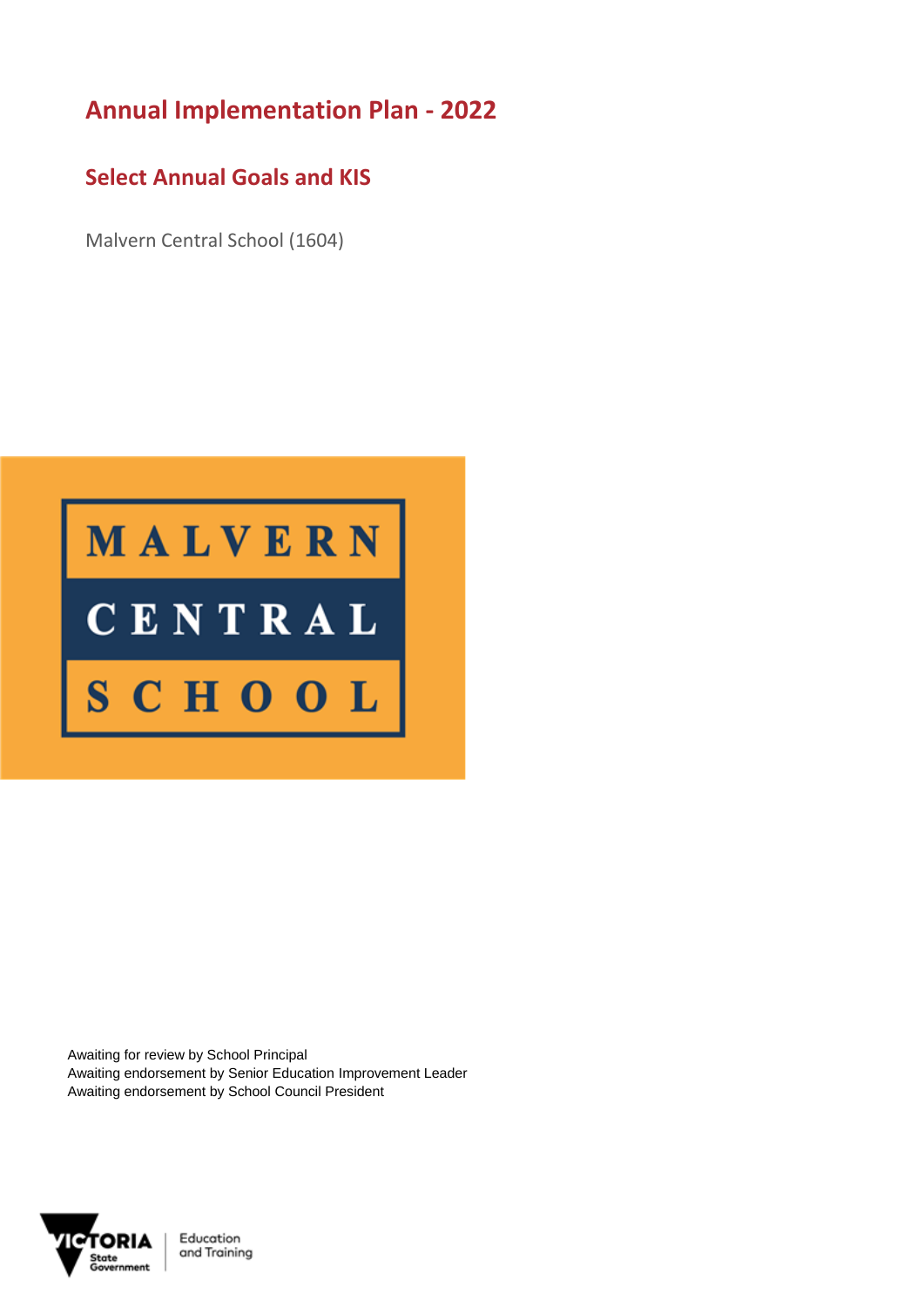# Annual Implementation Plan - 2022

## Select Annual Goals and KIS

Malvern Central School (1604)

Awaiting for review by School Principal
Awaiting endorsement by Senior Education Improvement Leader
Awaiting endorsement by School Council President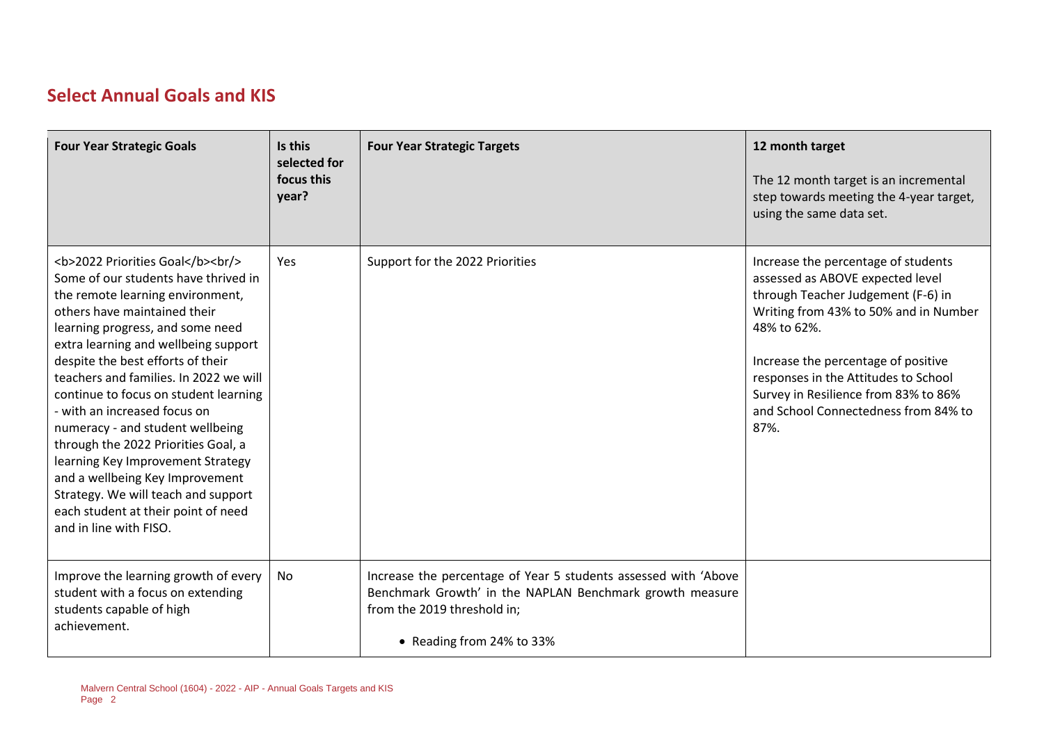## Select Annual Goals and KIS

| Four Year Strategic Goals | Is this selected for focus this year? | Four Year Strategic Targets | 12 month target<br><br>The 12 month target is an incremental step towards meeting the 4-year target, using the same data set. |
|---|---|---|---|
| <b>2022 Priorities Goal</b><br/> Some of our students have thrived in the remote learning environment, others have maintained their learning progress, and some need extra learning and wellbeing support despite the best efforts of their teachers and families. In 2022 we will continue to focus on student learning - with an increased focus on numeracy - and student wellbeing through the 2022 Priorities Goal, a learning Key Improvement Strategy and a wellbeing Key Improvement Strategy. We will teach and support each student at their point of need and in line with FISO. | Yes | Support for the 2022 Priorities | Increase the percentage of students assessed as ABOVE expected level through Teacher Judgement (F-6) in Writing from 43% to 50% and in Number 48% to 62%.<br><br>Increase the percentage of positive responses in the Attitudes to School Survey in Resilience from 83% to 86% and School Connectedness from 84% to 87%. |
| Improve the learning growth of every student with a focus on extending students capable of high achievement. | No | Increase the percentage of Year 5 students assessed with 'Above Benchmark Growth' in the NAPLAN Benchmark growth measure from the 2019 threshold in;<br><br>• Reading from 24% to 33% | |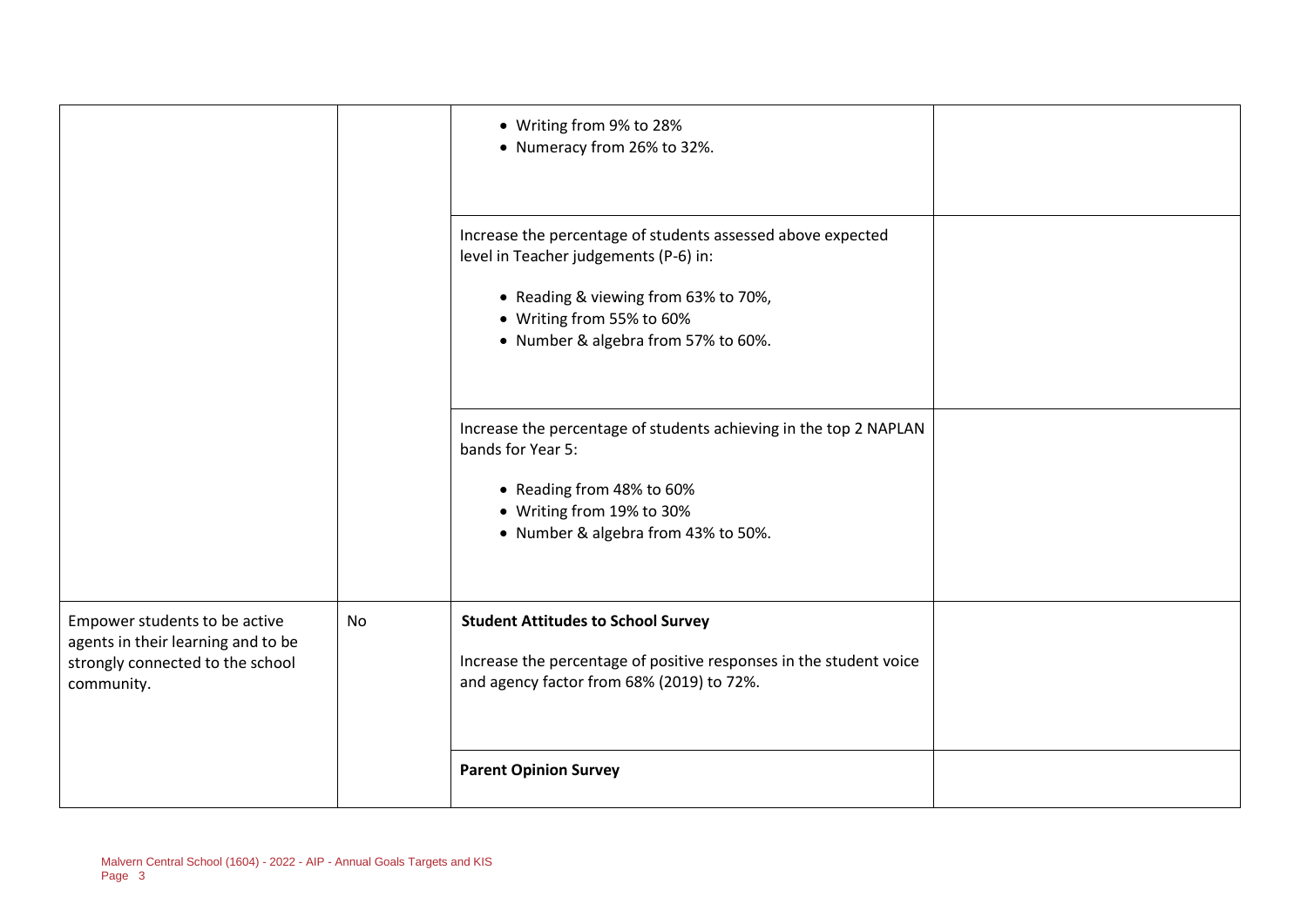| | | | |
|---|---|---|---|
| | | • Writing from 9% to 28%<br>• Numeracy from 26% to 32%. | |
| | | Increase the percentage of students assessed above expected level in Teacher judgements (P-6) in:<br><br>• Reading & viewing from 63% to 70%,<br>• Writing from 55% to 60%<br>• Number & algebra from 57% to 60%. | |
| | | Increase the percentage of students achieving in the top 2 NAPLAN bands for Year 5:<br><br>• Reading from 48% to 60%<br>• Writing from 19% to 30%<br>• Number & algebra from 43% to 50%. | |
| Empower students to be active agents in their learning and to be strongly connected to the school community. | No | **Student Attitudes to School Survey**<br><br>Increase the percentage of positive responses in the student voice and agency factor from 68% (2019) to 72%. | |
| | | **Parent Opinion Survey** | |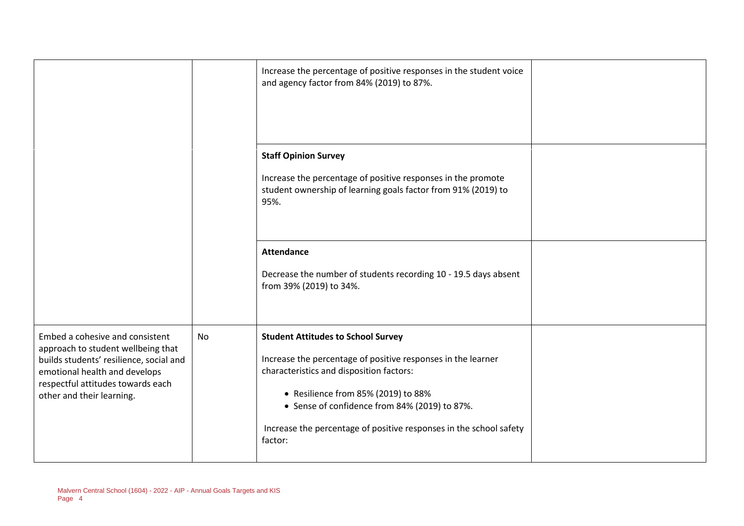| | | | |
|---|---|---|---|
| | | Increase the percentage of positive responses in the student voice and agency factor from 84% (2019) to 87%. | |
| | | **Staff Opinion Survey**<br><br>Increase the percentage of positive responses in the promote student ownership of learning goals factor from 91% (2019) to 95%. | |
| | | **Attendance**<br><br>Decrease the number of students recording 10 - 19.5 days absent from 39% (2019) to 34%. | |
| Embed a cohesive and consistent approach to student wellbeing that builds students' resilience, social and emotional health and develops respectful attitudes towards each other and their learning. | No | **Student Attitudes to School Survey**<br><br>Increase the percentage of positive responses in the learner characteristics and disposition factors:<br><br>• Resilience from 85% (2019) to 88%<br>• Sense of confidence from 84% (2019) to 87%.<br><br>Increase the percentage of positive responses in the school safety factor: | |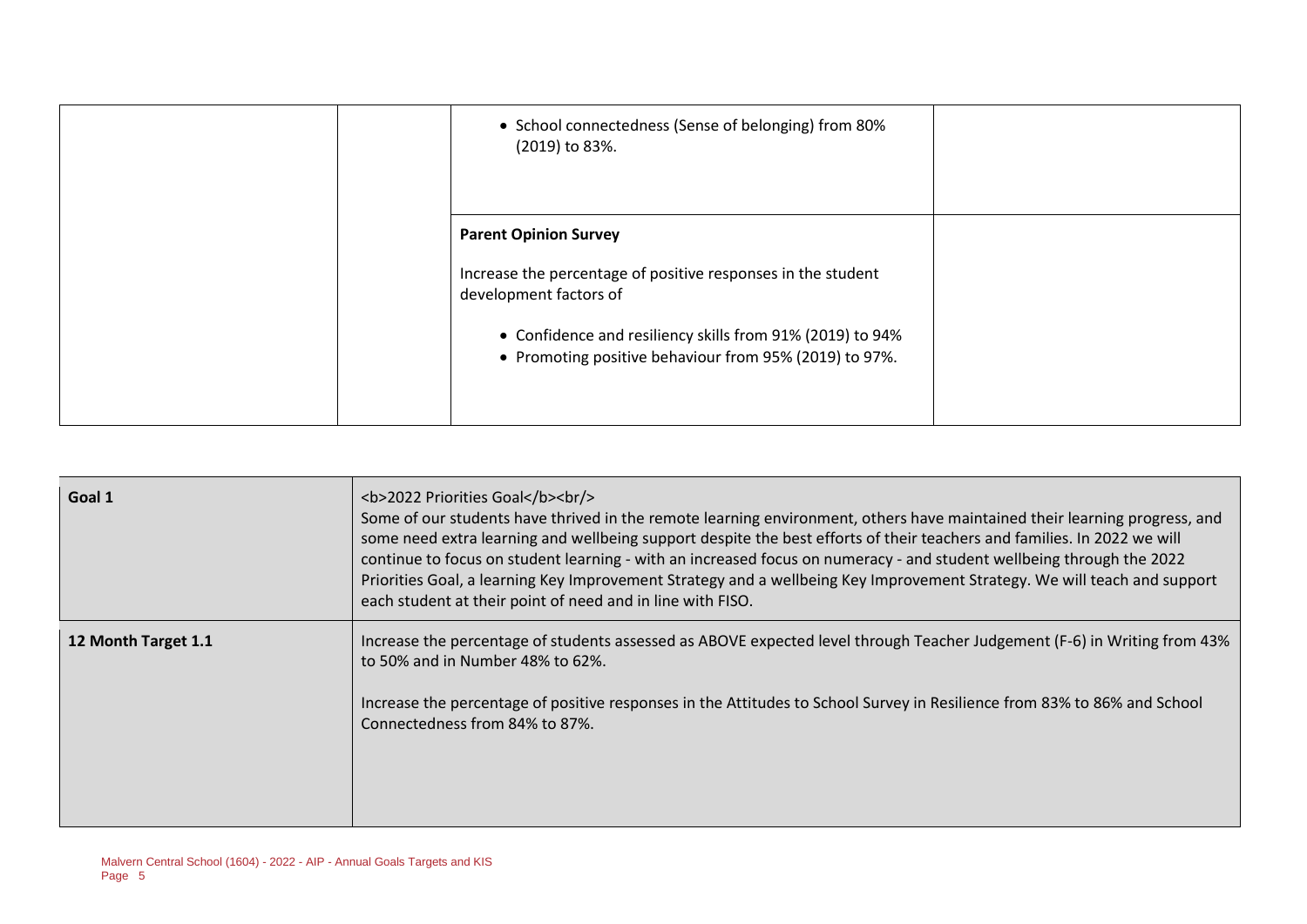| | | | |
|---|---|---|---|
| | | • School connectedness (Sense of belonging) from 80% (2019) to 83%. | |
| | | **Parent Opinion Survey**<br><br>Increase the percentage of positive responses in the student development factors of<br><br>• Confidence and resiliency skills from 91% (2019) to 94%<br>• Promoting positive behaviour from 95% (2019) to 97%. | |

| | |
|---|---|
| **Goal 1** | <b>2022 Priorities Goal</b><br/><br>Some of our students have thrived in the remote learning environment, others have maintained their learning progress, and some need extra learning and wellbeing support despite the best efforts of their teachers and families. In 2022 we will continue to focus on student learning - with an increased focus on numeracy - and student wellbeing through the 2022 Priorities Goal, a learning Key Improvement Strategy and a wellbeing Key Improvement Strategy. We will teach and support each student at their point of need and in line with FISO. |
| **12 Month Target 1.1** | Increase the percentage of students assessed as ABOVE expected level through Teacher Judgement (F-6) in Writing from 43% to 50% and in Number 48% to 62%.<br><br>Increase the percentage of positive responses in the Attitudes to School Survey in Resilience from 83% to 86% and School Connectedness from 84% to 87%. |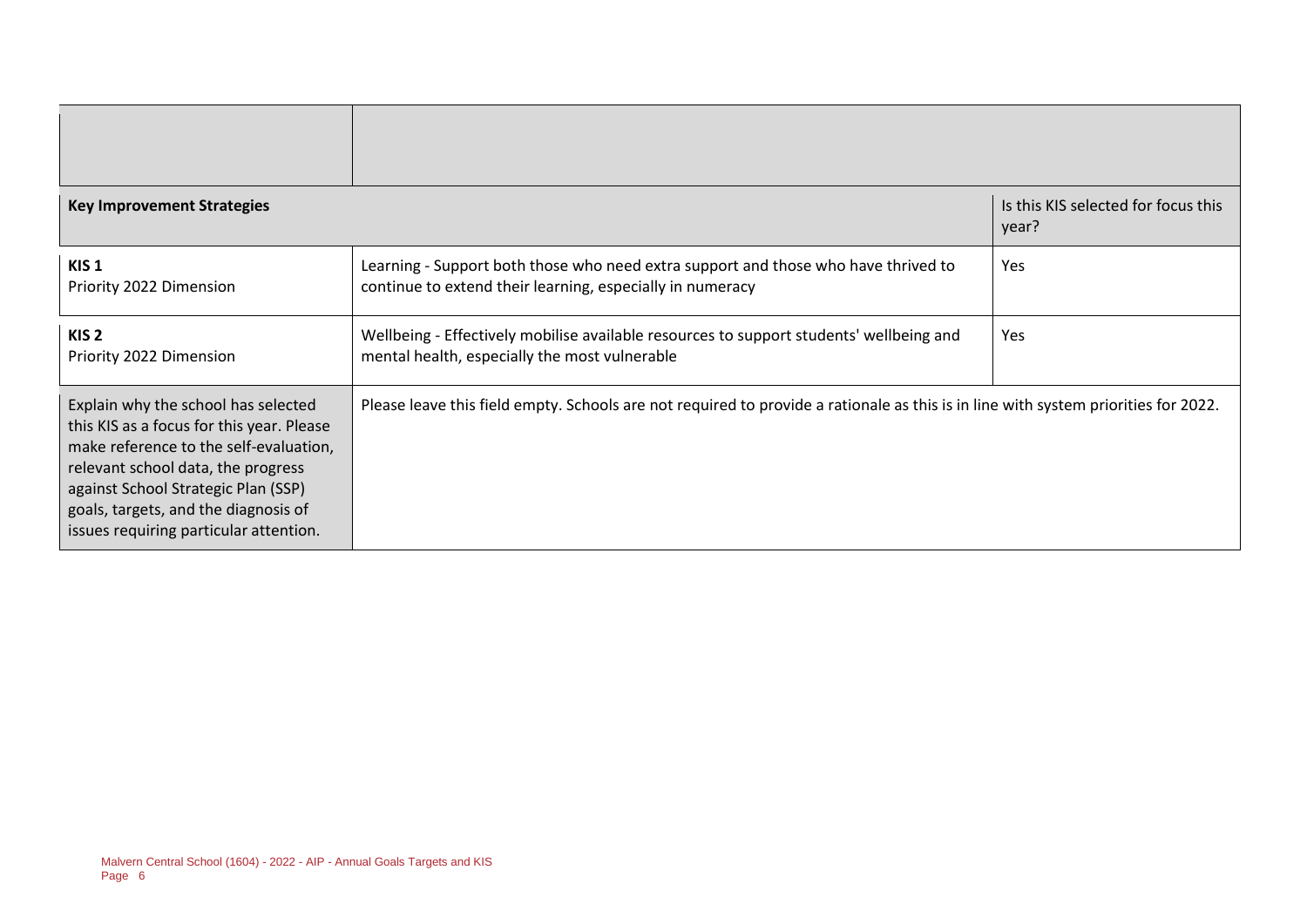| | | |
|---|---|---|
| | | |
| **Key Improvement Strategies** | | Is this KIS selected for focus this year? |
| **KIS 1**<br>Priority 2022 Dimension | Learning - Support both those who need extra support and those who have thrived to continue to extend their learning, especially in numeracy | Yes |
| **KIS 2**<br>Priority 2022 Dimension | Wellbeing - Effectively mobilise available resources to support students' wellbeing and mental health, especially the most vulnerable | Yes |
| Explain why the school has selected this KIS as a focus for this year. Please make reference to the self-evaluation, relevant school data, the progress against School Strategic Plan (SSP) goals, targets, and the diagnosis of issues requiring particular attention. | Please leave this field empty. Schools are not required to provide a rationale as this is in line with system priorities for 2022. | |